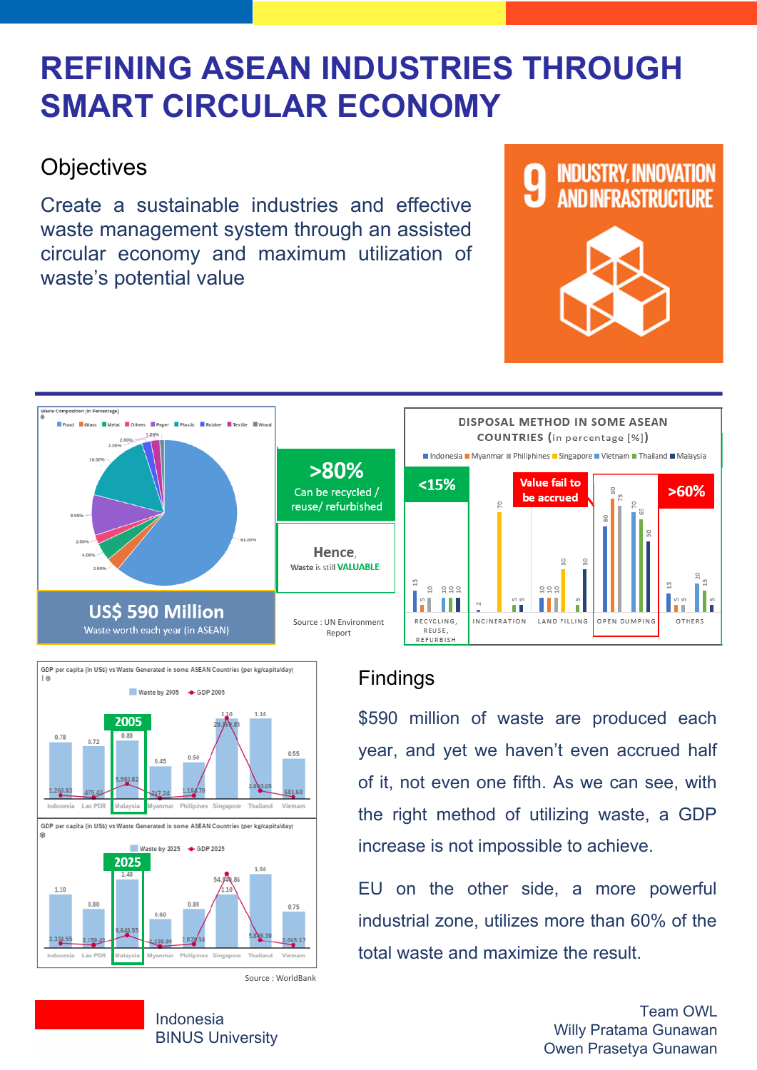# REFINING ASEAN INDUSTRIES THROUGH SMART CIRCULAR ECONOMY

## Objectives

Create a sustainable industries and effective waste management system through an assisted circular economy and maximum utilization of waste's potential value

9 INDUSTRY, INNOVATION AND INFRASTRUCTURE

**>80%**
Can be recycled / reuse/ refurbished

**Hence,**
Waste is still **VALUABLE**

**US$ 590 Million**
Waste worth each year (in ASEAN)

Source : UN Environment Report

Source : WorldBank

## Findings

$590 million of waste are produced each year, and yet we haven't even accrued half of it, not even one fifth. As we can see, with the right method of utilizing waste, a GDP increase is not impossible to achieve.

EU on the other side, a more powerful industrial zone, utilizes more than 60% of the total waste and maximize the result.

Indonesia
BINUS University

Team OWL
Willy Pratama Gunawan
Owen Prasetya Gunawan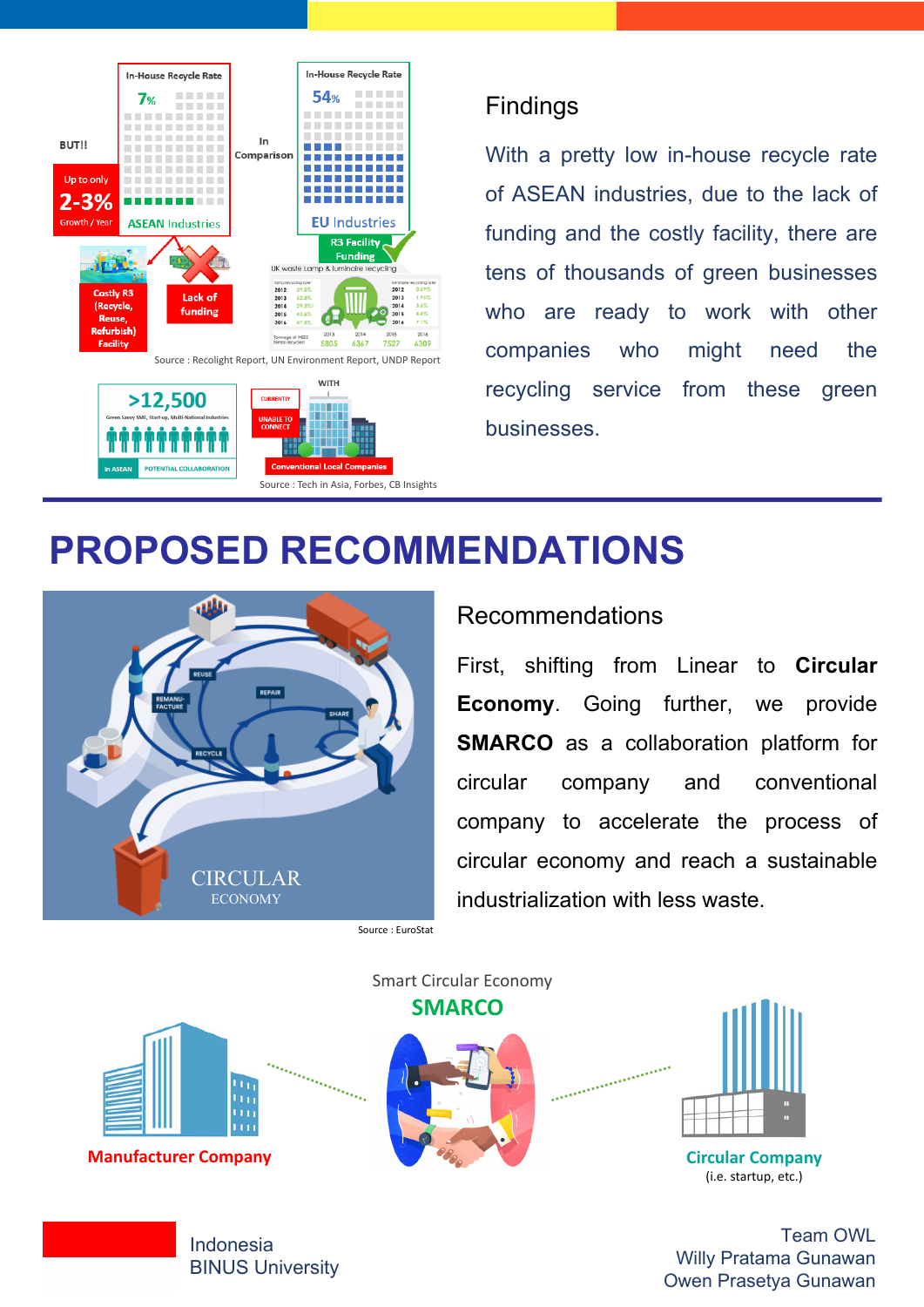In-House Recycle Rate

7%

ASEAN Industries

BUT!!

Up to only

2-3%

Growth / Year

In Comparison

In-House Recycle Rate

54%

EU Industries

R3 Facility Funding

Costly R3 (Recycle, Reuse, Refurbish) Facility

Lack of funding

UK waste Lamp & luminaire recycling

Source : Recolight Report, UN Environment Report, UNDP Report

>12,500

Green Savvy SME, Start-up, Multi-National Industries

In ASEAN

POTENTIAL COLLABORATION

WITH

CURRENTLY

UNABLE TO CONNECT

Conventional Local Companies

Source : Tech in Asia, Forbes, CB Insights

## Findings

With a pretty low in-house recycle rate of ASEAN industries, due to the lack of funding and the costly facility, there are tens of thousands of green businesses who are ready to work with other companies who might need the recycling service from these green businesses.

# PROPOSED RECOMMENDATIONS

REUSE

REMANU-FACTURE

REPAIR

SHARE

RECYCLE

CIRCULAR ECONOMY

Source : EuroStat

## Recommendations

First, shifting from Linear to **Circular Economy**. Going further, we provide **SMARCO** as a collaboration platform for circular company and conventional company to accelerate the process of circular economy and reach a sustainable industrialization with less waste.

Smart Circular Economy

**SMARCO**

Manufacturer Company

Circular Company

(i.e. startup, etc.)

Indonesia
BINUS University

Team OWL
Willy Pratama Gunawan
Owen Prasetya Gunawan